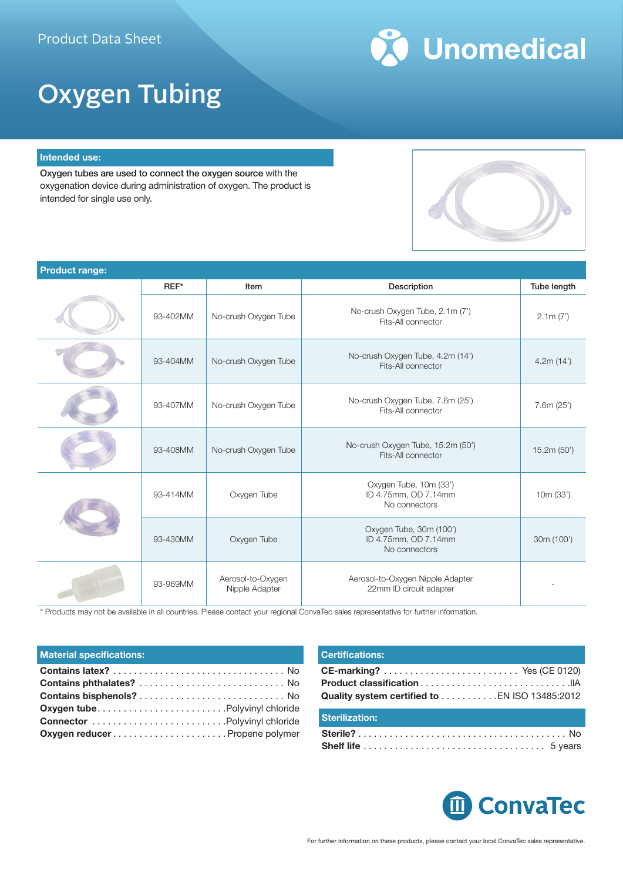Product Data Sheet

Unomedical

# Oxygen Tubing

## Intended use:

Oxygen tubes are used to connect the oxygen source with the oxygenation device during administration of oxygen. The product is intended for single use only.

## Product range:

| | REF* | Item | Description | Tube length |
|---|---|---|---|---|
| | 93-402MM | No-crush Oxygen Tube | No-crush Oxygen Tube, 2.1m (7') Fits-All connector | 2.1m (7') |
| | 93-404MM | No-crush Oxygen Tube | No-crush Oxygen Tube, 4.2m (14') Fits-All connector | 4.2m (14') |
| | 93-407MM | No-crush Oxygen Tube | No-crush Oxygen Tube, 7.6m (25') Fits-All connector | 7.6m (25') |
| | 93-408MM | No-crush Oxygen Tube | No-crush Oxygen Tube, 15.2m (50') Fits-All connector | 15.2m (50') |
| | 93-414MM | Oxygen Tube | Oxygen Tube, 10m (33') ID 4.75mm, OD 7.14mm No connectors | 10m (33') |
| | 93-430MM | Oxygen Tube | Oxygen Tube, 30m (100') ID 4.75mm, OD 7.14mm No connectors | 30m (100') |
| | 93-969MM | Aerosol-to-Oxygen Nipple Adapter | Aerosol-to-Oxygen Nipple Adapter 22mm ID circuit adapter | - |

\* Products may not be available in all countries. Please contact your regional ConvaTec sales representative for further information.

## Material specifications:

**Contains latex?** ................................ No
**Contains phthalates?** ............................ No
**Contains bisphenols?** ............................ No
**Oxygen tube** ........................ Polyvinyl chloride
**Connector** ........................ Polyvinyl chloride
**Oxygen reducer** ..................... Propene polymer

## Certifications:

**CE-marking?** .......................... Yes (CE 0120)
**Product classification** ............................ IIA
**Quality system certified to** ........... EN ISO 13485:2012

## Sterilization:

**Sterile?** ....................................... No
**Shelf life** ................................. 5 years

ConvaTec

For further information on these products, please contact your local ConvaTec sales representative.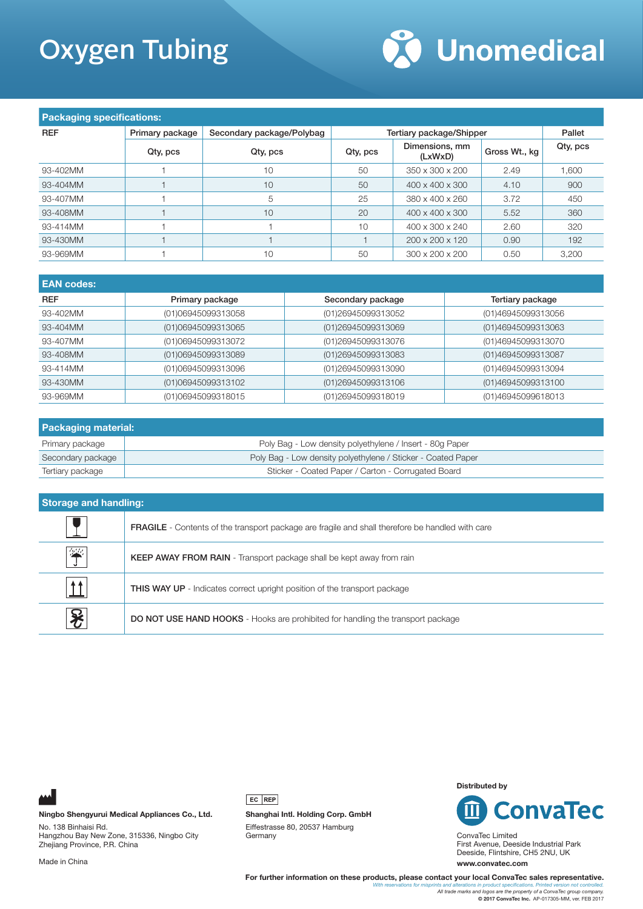# Oxygen Tubing

Unomedical

## Packaging specifications:

| REF | Primary package | Secondary package/Polybag | Tertiary package/Shipper | | | Pallet |
|---|---|---|---|---|---|---|
| | Qty, pcs | Qty, pcs | Qty, pcs | Dimensions, mm (LxWxD) | Gross Wt., kg | Qty, pcs |
| 93-402MM | 1 | 10 | 50 | 350 x 300 x 200 | 2.49 | 1,600 |
| 93-404MM | 1 | 10 | 50 | 400 x 400 x 300 | 4.10 | 900 |
| 93-407MM | 1 | 5 | 25 | 380 x 400 x 260 | 3.72 | 450 |
| 93-408MM | 1 | 10 | 20 | 400 x 400 x 300 | 5.52 | 360 |
| 93-414MM | 1 | 1 | 10 | 400 x 300 x 240 | 2.60 | 320 |
| 93-430MM | 1 | 1 | 1 | 200 x 200 x 120 | 0.90 | 192 |
| 93-969MM | 1 | 10 | 50 | 300 x 200 x 200 | 0.50 | 3,200 |

## EAN codes:

| REF | Primary package | Secondary package | Tertiary package |
|---|---|---|---|
| 93-402MM | (01)06945099313058 | (01)26945099313052 | (01)46945099313056 |
| 93-404MM | (01)06945099313065 | (01)26945099313069 | (01)46945099313063 |
| 93-407MM | (01)06945099313072 | (01)26945099313076 | (01)46945099313070 |
| 93-408MM | (01)06945099313089 | (01)26945099313083 | (01)46945099313087 |
| 93-414MM | (01)06945099313096 | (01)26945099313090 | (01)46945099313094 |
| 93-430MM | (01)06945099313102 | (01)26945099313106 | (01)46945099313100 |
| 93-969MM | (01)06945099318015 | (01)26945099318019 | (01)46945099618013 |

## Packaging material:

| | |
|---|---|
| Primary package | Poly Bag - Low density polyethylene / Insert - 80g Paper |
| Secondary package | Poly Bag - Low density polyethylene / Sticker - Coated Paper |
| Tertiary package | Sticker - Coated Paper / Carton - Corrugated Board |

## Storage and handling:

**FRAGILE** - Contents of the transport package are fragile and shall therefore be handled with care

**KEEP AWAY FROM RAIN** - Transport package shall be kept away from rain

**THIS WAY UP** - Indicates correct upright position of the transport package

**DO NOT USE HAND HOOKS** - Hooks are prohibited for handling the transport package

**Ningbo Shengyurui Medical Appliances Co., Ltd.**
No. 138 Binhaisi Rd.
Hangzhou Bay New Zone, 315336, Ningbo City
Zhejiang Province, P.R. China

Made in China

EC REP

**Shanghai Intl. Holding Corp. GmbH**
Eiffestrasse 80, 20537 Hamburg
Germany

**Distributed by**

ConvaTec

ConvaTec Limited
First Avenue, Deeside Industrial Park
Deeside, Flintshire, CH5 2NU, UK
**www.convatec.com**

**For further information on these products, please contact your local ConvaTec sales representative.**

*With reservations for misprints and alterations in product specifications. Printed version not controlled.*
*All trade marks and logos are the property of a ConvaTec group company.*
**© 2017 ConvaTec Inc.** AP-017305-MM, ver. FEB 2017